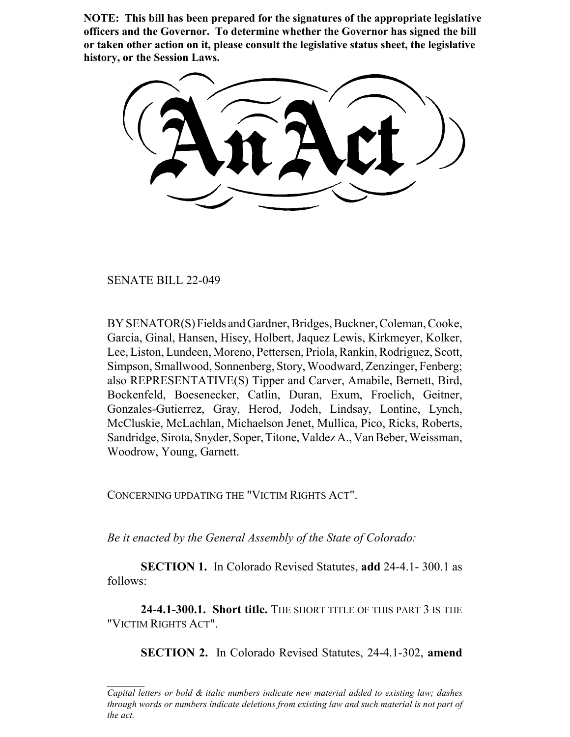**NOTE: This bill has been prepared for the signatures of the appropriate legislative officers and the Governor. To determine whether the Governor has signed the bill or taken other action on it, please consult the legislative status sheet, the legislative history, or the Session Laws.**

# An Act

SENATE BILL 22-049

BY SENATOR(S) Fields and Gardner, Bridges, Buckner, Coleman, Cooke, Garcia, Ginal, Hansen, Hisey, Holbert, Jaquez Lewis, Kirkmeyer, Kolker, Lee, Liston, Lundeen, Moreno, Pettersen, Priola, Rankin, Rodriguez, Scott, Simpson, Smallwood, Sonnenberg, Story, Woodward, Zenzinger, Fenberg; also REPRESENTATIVE(S) Tipper and Carver, Amabile, Bernett, Bird, Bockenfeld, Boesenecker, Catlin, Duran, Exum, Froelich, Geitner, Gonzales-Gutierrez, Gray, Herod, Jodeh, Lindsay, Lontine, Lynch, McCluskie, McLachlan, Michaelson Jenet, Mullica, Pico, Ricks, Roberts, Sandridge, Sirota, Snyder, Soper, Titone, Valdez A., Van Beber, Weissman, Woodrow, Young, Garnett.

CONCERNING UPDATING THE "VICTIM RIGHTS ACT".

*Be it enacted by the General Assembly of the State of Colorado:*

**SECTION 1.** In Colorado Revised Statutes, **add** 24-4.1- 300.1 as follows:

**24-4.1-300.1. Short title.** THE SHORT TITLE OF THIS PART 3 IS THE "VICTIM RIGHTS ACT".

**SECTION 2.** In Colorado Revised Statutes, 24-4.1-302, **amend**

*Capital letters or bold & italic numbers indicate new material added to existing law; dashes through words or numbers indicate deletions from existing law and such material is not part of the act.*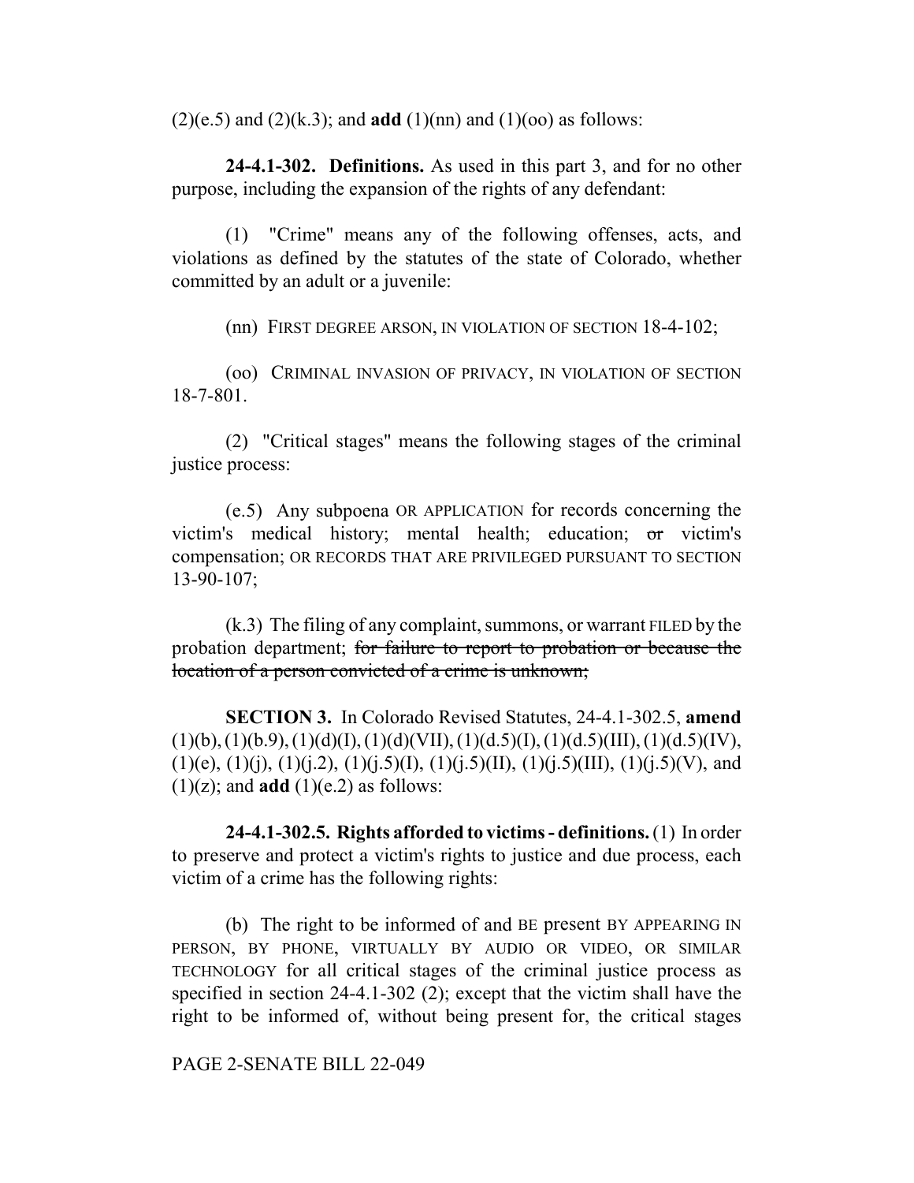(2)(e.5) and (2)(k.3); and **add** (1)(nn) and (1)(oo) as follows:

**24-4.1-302. Definitions.** As used in this part 3, and for no other purpose, including the expansion of the rights of any defendant:

(1) "Crime" means any of the following offenses, acts, and violations as defined by the statutes of the state of Colorado, whether committed by an adult or a juvenile:

(nn) FIRST DEGREE ARSON, IN VIOLATION OF SECTION 18-4-102;

(oo) CRIMINAL INVASION OF PRIVACY, IN VIOLATION OF SECTION 18-7-801.

(2) "Critical stages" means the following stages of the criminal justice process:

(e.5) Any subpoena OR APPLICATION for records concerning the victim's medical history; mental health; education; ~~or~~ victim's compensation; OR RECORDS THAT ARE PRIVILEGED PURSUANT TO SECTION 13-90-107;

(k.3) The filing of any complaint, summons, or warrant FILED by the probation department; ~~for failure to report to probation or because the location of a person convicted of a crime is unknown;~~

**SECTION 3.** In Colorado Revised Statutes, 24-4.1-302.5, **amend** (1)(b), (1)(b.9), (1)(d)(I), (1)(d)(VII), (1)(d.5)(I), (1)(d.5)(III), (1)(d.5)(IV), (1)(e), (1)(j), (1)(j.2), (1)(j.5)(I), (1)(j.5)(II), (1)(j.5)(III), (1)(j.5)(V), and (1)(z); and **add** (1)(e.2) as follows:

**24-4.1-302.5. Rights afforded to victims - definitions.** (1) In order to preserve and protect a victim's rights to justice and due process, each victim of a crime has the following rights:

(b) The right to be informed of and BE present BY APPEARING IN PERSON, BY PHONE, VIRTUALLY BY AUDIO OR VIDEO, OR SIMILAR TECHNOLOGY for all critical stages of the criminal justice process as specified in section 24-4.1-302 (2); except that the victim shall have the right to be informed of, without being present for, the critical stages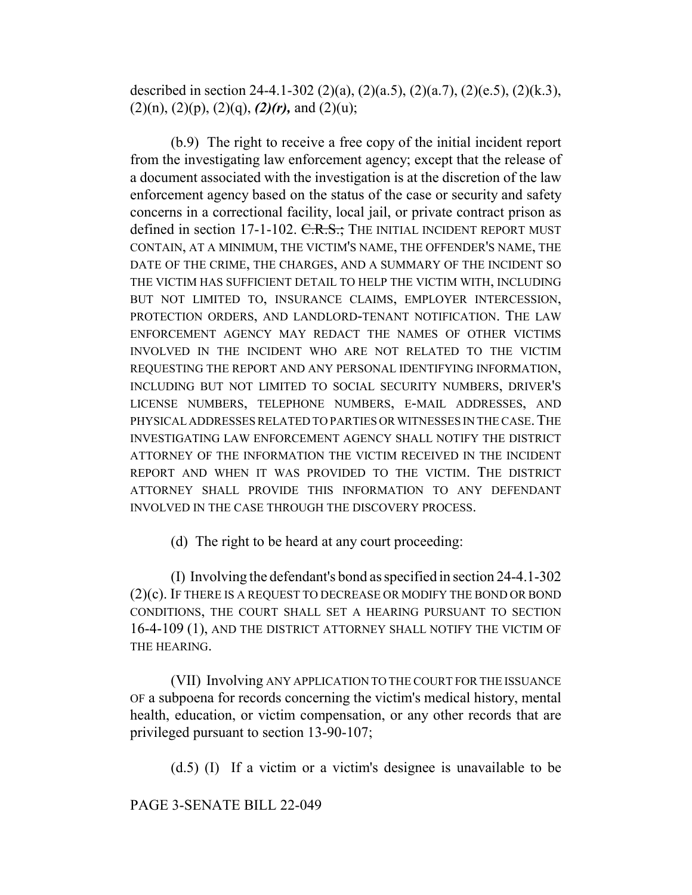described in section 24-4.1-302 (2)(a), (2)(a.5), (2)(a.7), (2)(e.5), (2)(k.3), (2)(n), (2)(p), (2)(q), *(2)(r),* and (2)(u);

(b.9) The right to receive a free copy of the initial incident report from the investigating law enforcement agency; except that the release of a document associated with the investigation is at the discretion of the law enforcement agency based on the status of the case or security and safety concerns in a correctional facility, local jail, or private contract prison as defined in section 17-1-102. ~~C.R.S.;~~ THE INITIAL INCIDENT REPORT MUST CONTAIN, AT A MINIMUM, THE VICTIM'S NAME, THE OFFENDER'S NAME, THE DATE OF THE CRIME, THE CHARGES, AND A SUMMARY OF THE INCIDENT SO THE VICTIM HAS SUFFICIENT DETAIL TO HELP THE VICTIM WITH, INCLUDING BUT NOT LIMITED TO, INSURANCE CLAIMS, EMPLOYER INTERCESSION, PROTECTION ORDERS, AND LANDLORD-TENANT NOTIFICATION. THE LAW ENFORCEMENT AGENCY MAY REDACT THE NAMES OF OTHER VICTIMS INVOLVED IN THE INCIDENT WHO ARE NOT RELATED TO THE VICTIM REQUESTING THE REPORT AND ANY PERSONAL IDENTIFYING INFORMATION, INCLUDING BUT NOT LIMITED TO SOCIAL SECURITY NUMBERS, DRIVER'S LICENSE NUMBERS, TELEPHONE NUMBERS, E-MAIL ADDRESSES, AND PHYSICAL ADDRESSES RELATED TO PARTIES OR WITNESSES IN THE CASE. THE INVESTIGATING LAW ENFORCEMENT AGENCY SHALL NOTIFY THE DISTRICT ATTORNEY OF THE INFORMATION THE VICTIM RECEIVED IN THE INCIDENT REPORT AND WHEN IT WAS PROVIDED TO THE VICTIM. THE DISTRICT ATTORNEY SHALL PROVIDE THIS INFORMATION TO ANY DEFENDANT INVOLVED IN THE CASE THROUGH THE DISCOVERY PROCESS.

(d) The right to be heard at any court proceeding:

(I) Involving the defendant's bond as specified in section 24-4.1-302 (2)(c). IF THERE IS A REQUEST TO DECREASE OR MODIFY THE BOND OR BOND CONDITIONS, THE COURT SHALL SET A HEARING PURSUANT TO SECTION 16-4-109 (1), AND THE DISTRICT ATTORNEY SHALL NOTIFY THE VICTIM OF THE HEARING.

(VII) Involving ANY APPLICATION TO THE COURT FOR THE ISSUANCE OF a subpoena for records concerning the victim's medical history, mental health, education, or victim compensation, or any other records that are privileged pursuant to section 13-90-107;

(d.5) (I) If a victim or a victim's designee is unavailable to be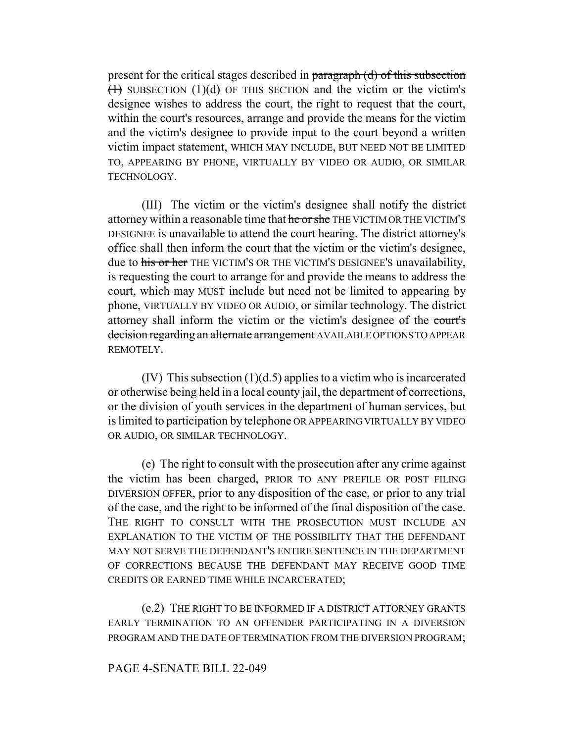present for the critical stages described in ~~paragraph (d) of this subsection (1)~~ SUBSECTION (1)(d) OF THIS SECTION and the victim or the victim's designee wishes to address the court, the right to request that the court, within the court's resources, arrange and provide the means for the victim and the victim's designee to provide input to the court beyond a written victim impact statement, WHICH MAY INCLUDE, BUT NEED NOT BE LIMITED TO, APPEARING BY PHONE, VIRTUALLY BY VIDEO OR AUDIO, OR SIMILAR TECHNOLOGY.

(III) The victim or the victim's designee shall notify the district attorney within a reasonable time that ~~he or she~~ THE VICTIM OR THE VICTIM'S DESIGNEE is unavailable to attend the court hearing. The district attorney's office shall then inform the court that the victim or the victim's designee, due to ~~his or her~~ THE VICTIM'S OR THE VICTIM'S DESIGNEE'S unavailability, is requesting the court to arrange for and provide the means to address the court, which ~~may~~ MUST include but need not be limited to appearing by phone, VIRTUALLY BY VIDEO OR AUDIO, or similar technology. The district attorney shall inform the victim or the victim's designee of the ~~court's decision regarding an alternate arrangement~~ AVAILABLE OPTIONS TO APPEAR REMOTELY.

(IV) This subsection (1)(d.5) applies to a victim who is incarcerated or otherwise being held in a local county jail, the department of corrections, or the division of youth services in the department of human services, but is limited to participation by telephone OR APPEARING VIRTUALLY BY VIDEO OR AUDIO, OR SIMILAR TECHNOLOGY.

(e) The right to consult with the prosecution after any crime against the victim has been charged, PRIOR TO ANY PREFILE OR POST FILING DIVERSION OFFER, prior to any disposition of the case, or prior to any trial of the case, and the right to be informed of the final disposition of the case. THE RIGHT TO CONSULT WITH THE PROSECUTION MUST INCLUDE AN EXPLANATION TO THE VICTIM OF THE POSSIBILITY THAT THE DEFENDANT MAY NOT SERVE THE DEFENDANT'S ENTIRE SENTENCE IN THE DEPARTMENT OF CORRECTIONS BECAUSE THE DEFENDANT MAY RECEIVE GOOD TIME CREDITS OR EARNED TIME WHILE INCARCERATED;

(e.2) THE RIGHT TO BE INFORMED IF A DISTRICT ATTORNEY GRANTS EARLY TERMINATION TO AN OFFENDER PARTICIPATING IN A DIVERSION PROGRAM AND THE DATE OF TERMINATION FROM THE DIVERSION PROGRAM;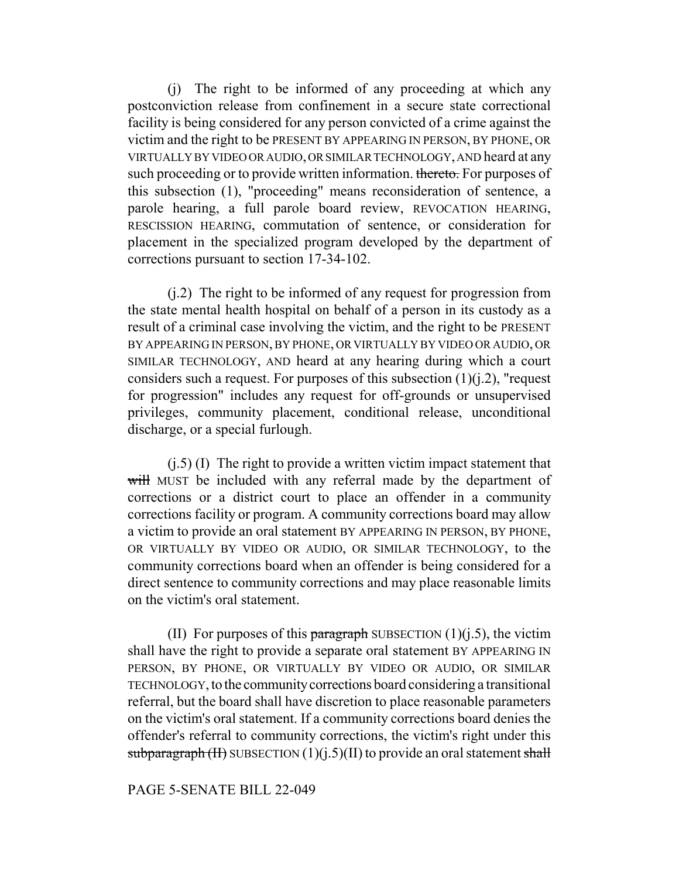(j) The right to be informed of any proceeding at which any postconviction release from confinement in a secure state correctional facility is being considered for any person convicted of a crime against the victim and the right to be PRESENT BY APPEARING IN PERSON, BY PHONE, OR VIRTUALLY BY VIDEO OR AUDIO, OR SIMILAR TECHNOLOGY, AND heard at any such proceeding or to provide written information. ~~thereto.~~ For purposes of this subsection (1), "proceeding" means reconsideration of sentence, a parole hearing, a full parole board review, REVOCATION HEARING, RESCISSION HEARING, commutation of sentence, or consideration for placement in the specialized program developed by the department of corrections pursuant to section 17-34-102.

(j.2) The right to be informed of any request for progression from the state mental health hospital on behalf of a person in its custody as a result of a criminal case involving the victim, and the right to be PRESENT BY APPEARING IN PERSON, BY PHONE, OR VIRTUALLY BY VIDEO OR AUDIO, OR SIMILAR TECHNOLOGY, AND heard at any hearing during which a court considers such a request. For purposes of this subsection (1)(j.2), "request for progression" includes any request for off-grounds or unsupervised privileges, community placement, conditional release, unconditional discharge, or a special furlough.

(j.5) (I) The right to provide a written victim impact statement that ~~will~~ MUST be included with any referral made by the department of corrections or a district court to place an offender in a community corrections facility or program. A community corrections board may allow a victim to provide an oral statement BY APPEARING IN PERSON, BY PHONE, OR VIRTUALLY BY VIDEO OR AUDIO, OR SIMILAR TECHNOLOGY, to the community corrections board when an offender is being considered for a direct sentence to community corrections and may place reasonable limits on the victim's oral statement.

(II) For purposes of this ~~paragraph~~ SUBSECTION (1)(j.5), the victim shall have the right to provide a separate oral statement BY APPEARING IN PERSON, BY PHONE, OR VIRTUALLY BY VIDEO OR AUDIO, OR SIMILAR TECHNOLOGY, to the community corrections board considering a transitional referral, but the board shall have discretion to place reasonable parameters on the victim's oral statement. If a community corrections board denies the offender's referral to community corrections, the victim's right under this ~~subparagraph (II)~~ SUBSECTION (1)(j.5)(II) to provide an oral statement ~~shall~~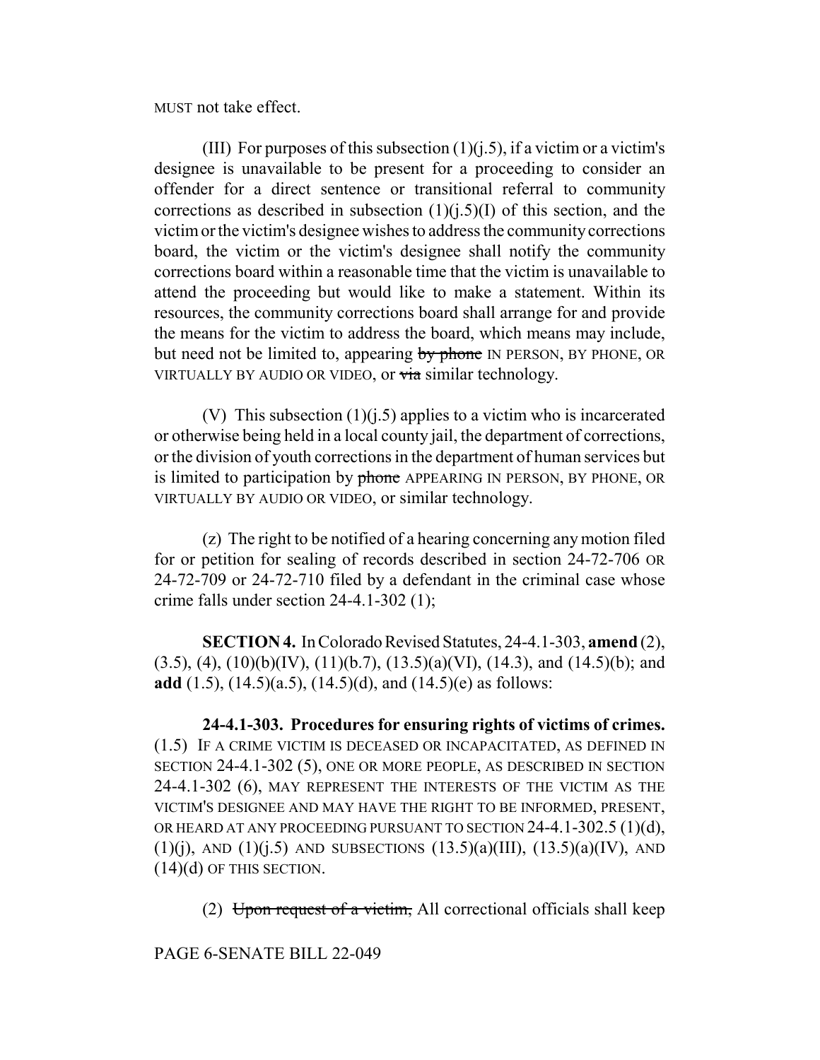MUST not take effect.

(III) For purposes of this subsection (1)(j.5), if a victim or a victim's designee is unavailable to be present for a proceeding to consider an offender for a direct sentence or transitional referral to community corrections as described in subsection (1)(j.5)(I) of this section, and the victim or the victim's designee wishes to address the community corrections board, the victim or the victim's designee shall notify the community corrections board within a reasonable time that the victim is unavailable to attend the proceeding but would like to make a statement. Within its resources, the community corrections board shall arrange for and provide the means for the victim to address the board, which means may include, but need not be limited to, appearing ~~by phone~~ IN PERSON, BY PHONE, OR VIRTUALLY BY AUDIO OR VIDEO, or ~~via~~ similar technology.

(V) This subsection (1)(j.5) applies to a victim who is incarcerated or otherwise being held in a local county jail, the department of corrections, or the division of youth corrections in the department of human services but is limited to participation by ~~phone~~ APPEARING IN PERSON, BY PHONE, OR VIRTUALLY BY AUDIO OR VIDEO, or similar technology.

(z) The right to be notified of a hearing concerning any motion filed for or petition for sealing of records described in section 24-72-706 OR 24-72-709 or 24-72-710 filed by a defendant in the criminal case whose crime falls under section 24-4.1-302 (1);

**SECTION 4.** In Colorado Revised Statutes, 24-4.1-303, **amend** (2), (3.5), (4), (10)(b)(IV), (11)(b.7), (13.5)(a)(VI), (14.3), and (14.5)(b); and **add** (1.5), (14.5)(a.5), (14.5)(d), and (14.5)(e) as follows:

**24-4.1-303. Procedures for ensuring rights of victims of crimes.** (1.5) IF A CRIME VICTIM IS DECEASED OR INCAPACITATED, AS DEFINED IN SECTION 24-4.1-302 (5), ONE OR MORE PEOPLE, AS DESCRIBED IN SECTION 24-4.1-302 (6), MAY REPRESENT THE INTERESTS OF THE VICTIM AS THE VICTIM'S DESIGNEE AND MAY HAVE THE RIGHT TO BE INFORMED, PRESENT, OR HEARD AT ANY PROCEEDING PURSUANT TO SECTION 24-4.1-302.5 (1)(d), (1)(j), AND (1)(j.5) AND SUBSECTIONS (13.5)(a)(III), (13.5)(a)(IV), AND (14)(d) OF THIS SECTION.

(2) ~~Upon request of a victim,~~ All correctional officials shall keep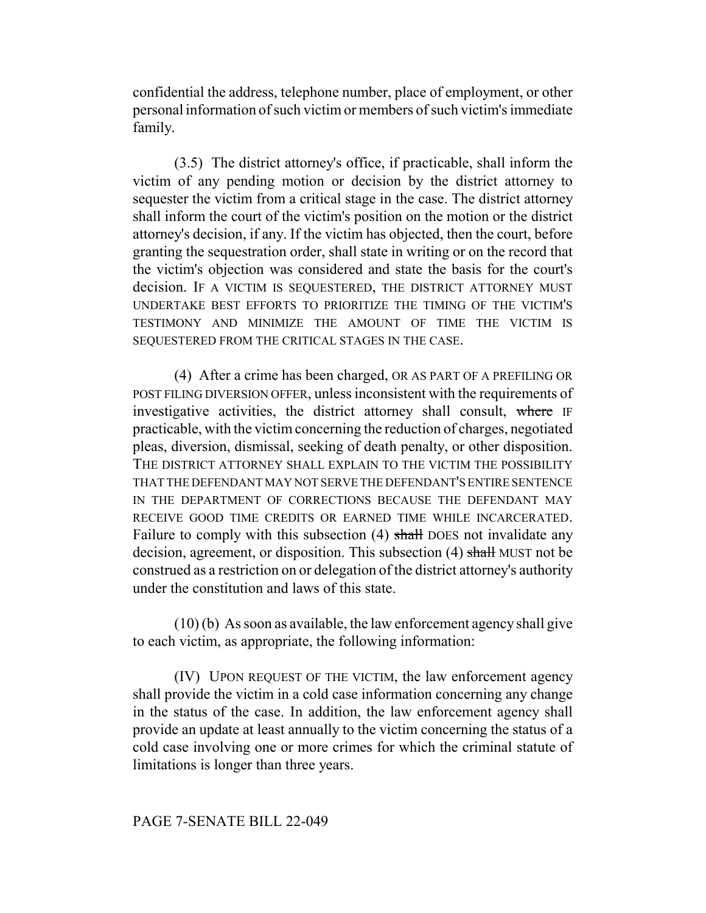confidential the address, telephone number, place of employment, or other personal information of such victim or members of such victim's immediate family.

(3.5) The district attorney's office, if practicable, shall inform the victim of any pending motion or decision by the district attorney to sequester the victim from a critical stage in the case. The district attorney shall inform the court of the victim's position on the motion or the district attorney's decision, if any. If the victim has objected, then the court, before granting the sequestration order, shall state in writing or on the record that the victim's objection was considered and state the basis for the court's decision. IF A VICTIM IS SEQUESTERED, THE DISTRICT ATTORNEY MUST UNDERTAKE BEST EFFORTS TO PRIORITIZE THE TIMING OF THE VICTIM'S TESTIMONY AND MINIMIZE THE AMOUNT OF TIME THE VICTIM IS SEQUESTERED FROM THE CRITICAL STAGES IN THE CASE.

(4) After a crime has been charged, OR AS PART OF A PREFILING OR POST FILING DIVERSION OFFER, unless inconsistent with the requirements of investigative activities, the district attorney shall consult, ~~where~~ IF practicable, with the victim concerning the reduction of charges, negotiated pleas, diversion, dismissal, seeking of death penalty, or other disposition. THE DISTRICT ATTORNEY SHALL EXPLAIN TO THE VICTIM THE POSSIBILITY THAT THE DEFENDANT MAY NOT SERVE THE DEFENDANT'S ENTIRE SENTENCE IN THE DEPARTMENT OF CORRECTIONS BECAUSE THE DEFENDANT MAY RECEIVE GOOD TIME CREDITS OR EARNED TIME WHILE INCARCERATED. Failure to comply with this subsection (4) ~~shall~~ DOES not invalidate any decision, agreement, or disposition. This subsection (4) ~~shall~~ MUST not be construed as a restriction on or delegation of the district attorney's authority under the constitution and laws of this state.

(10) (b) As soon as available, the law enforcement agency shall give to each victim, as appropriate, the following information:

(IV) UPON REQUEST OF THE VICTIM, the law enforcement agency shall provide the victim in a cold case information concerning any change in the status of the case. In addition, the law enforcement agency shall provide an update at least annually to the victim concerning the status of a cold case involving one or more crimes for which the criminal statute of limitations is longer than three years.

PAGE 7-SENATE BILL 22-049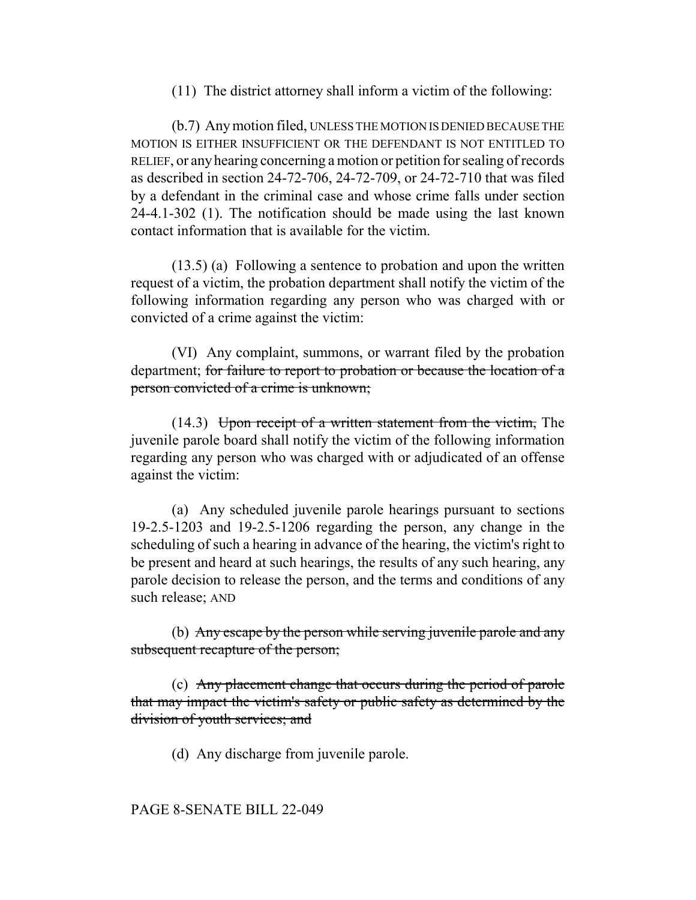(11) The district attorney shall inform a victim of the following:

(b.7) Any motion filed, UNLESS THE MOTION IS DENIED BECAUSE THE MOTION IS EITHER INSUFFICIENT OR THE DEFENDANT IS NOT ENTITLED TO RELIEF, or any hearing concerning a motion or petition for sealing of records as described in section 24-72-706, 24-72-709, or 24-72-710 that was filed by a defendant in the criminal case and whose crime falls under section 24-4.1-302 (1). The notification should be made using the last known contact information that is available for the victim.

(13.5) (a) Following a sentence to probation and upon the written request of a victim, the probation department shall notify the victim of the following information regarding any person who was charged with or convicted of a crime against the victim:

(VI) Any complaint, summons, or warrant filed by the probation department; ~~for failure to report to probation or because the location of a person convicted of a crime is unknown;~~

(14.3) ~~Upon receipt of a written statement from the victim,~~ The juvenile parole board shall notify the victim of the following information regarding any person who was charged with or adjudicated of an offense against the victim:

(a) Any scheduled juvenile parole hearings pursuant to sections 19-2.5-1203 and 19-2.5-1206 regarding the person, any change in the scheduling of such a hearing in advance of the hearing, the victim's right to be present and heard at such hearings, the results of any such hearing, any parole decision to release the person, and the terms and conditions of any such release; AND

(b) ~~Any escape by the person while serving juvenile parole and any subsequent recapture of the person;~~

(c) ~~Any placement change that occurs during the period of parole that may impact the victim's safety or public safety as determined by the division of youth services; and~~

(d) Any discharge from juvenile parole.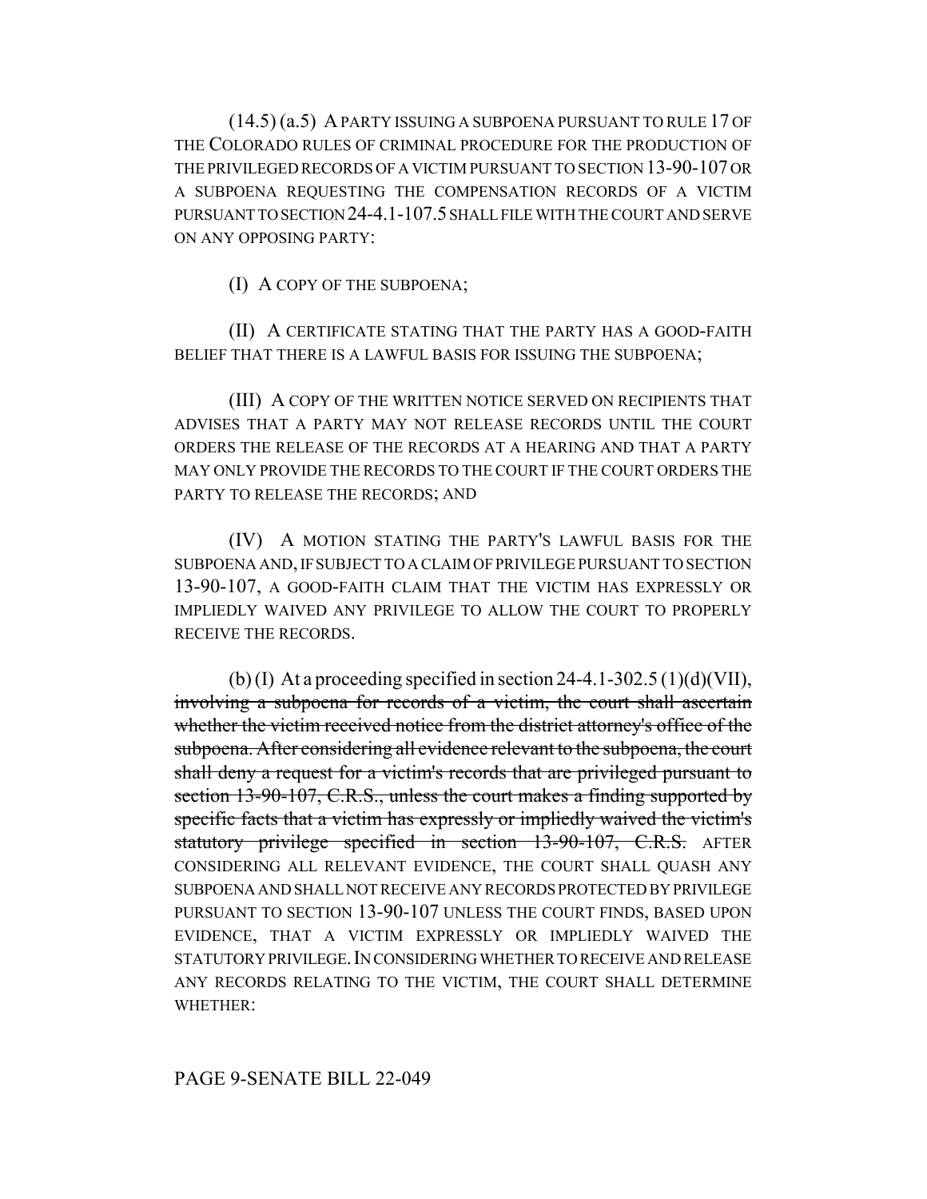(14.5) (a.5) A PARTY ISSUING A SUBPOENA PURSUANT TO RULE 17 OF THE COLORADO RULES OF CRIMINAL PROCEDURE FOR THE PRODUCTION OF THE PRIVILEGED RECORDS OF A VICTIM PURSUANT TO SECTION 13-90-107 OR A SUBPOENA REQUESTING THE COMPENSATION RECORDS OF A VICTIM PURSUANT TO SECTION 24-4.1-107.5 SHALL FILE WITH THE COURT AND SERVE ON ANY OPPOSING PARTY:

(I) A COPY OF THE SUBPOENA;

(II) A CERTIFICATE STATING THAT THE PARTY HAS A GOOD-FAITH BELIEF THAT THERE IS A LAWFUL BASIS FOR ISSUING THE SUBPOENA;

(III) A COPY OF THE WRITTEN NOTICE SERVED ON RECIPIENTS THAT ADVISES THAT A PARTY MAY NOT RELEASE RECORDS UNTIL THE COURT ORDERS THE RELEASE OF THE RECORDS AT A HEARING AND THAT A PARTY MAY ONLY PROVIDE THE RECORDS TO THE COURT IF THE COURT ORDERS THE PARTY TO RELEASE THE RECORDS; AND

(IV) A MOTION STATING THE PARTY'S LAWFUL BASIS FOR THE SUBPOENA AND, IF SUBJECT TO A CLAIM OF PRIVILEGE PURSUANT TO SECTION 13-90-107, A GOOD-FAITH CLAIM THAT THE VICTIM HAS EXPRESSLY OR IMPLIEDLY WAIVED ANY PRIVILEGE TO ALLOW THE COURT TO PROPERLY RECEIVE THE RECORDS.

(b) (I) At a proceeding specified in section 24-4.1-302.5 (1)(d)(VII), ~~involving a subpoena for records of a victim, the court shall ascertain whether the victim received notice from the district attorney's office of the subpoena. After considering all evidence relevant to the subpoena, the court shall deny a request for a victim's records that are privileged pursuant to section 13-90-107, C.R.S., unless the court makes a finding supported by specific facts that a victim has expressly or impliedly waived the victim's statutory privilege specified in section 13-90-107, C.R.S.~~ AFTER CONSIDERING ALL RELEVANT EVIDENCE, THE COURT SHALL QUASH ANY SUBPOENA AND SHALL NOT RECEIVE ANY RECORDS PROTECTED BY PRIVILEGE PURSUANT TO SECTION 13-90-107 UNLESS THE COURT FINDS, BASED UPON EVIDENCE, THAT A VICTIM EXPRESSLY OR IMPLIEDLY WAIVED THE STATUTORY PRIVILEGE. IN CONSIDERING WHETHER TO RECEIVE AND RELEASE ANY RECORDS RELATING TO THE VICTIM, THE COURT SHALL DETERMINE WHETHER:

PAGE 9-SENATE BILL 22-049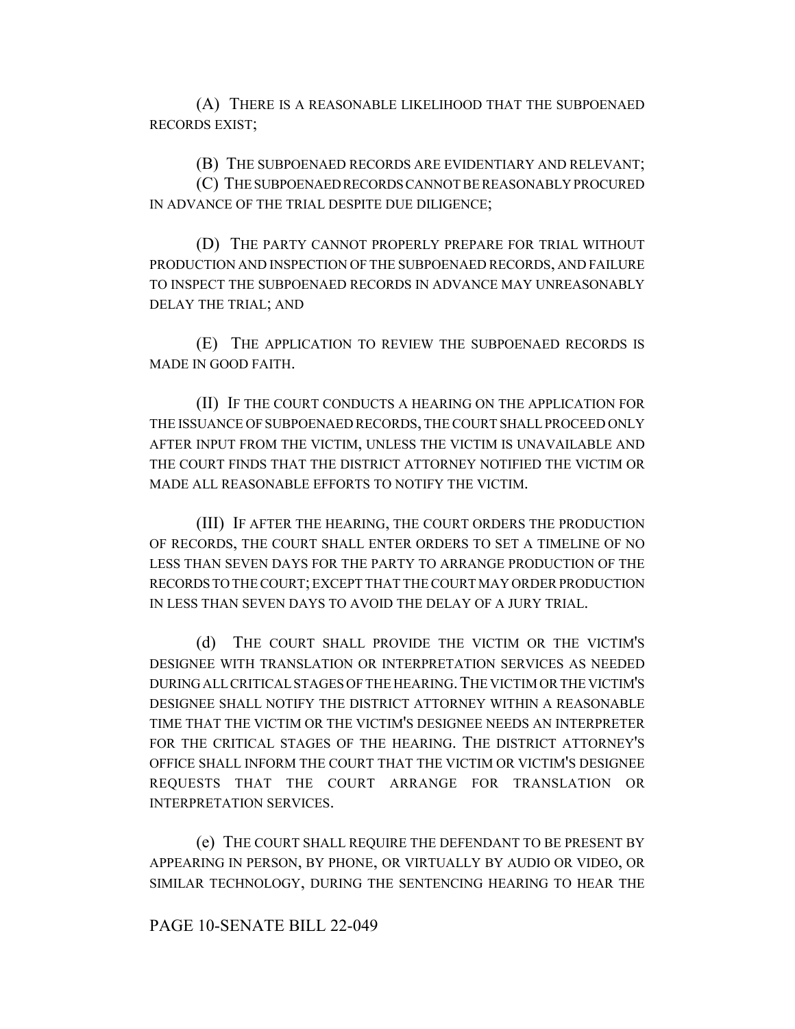(A) THERE IS A REASONABLE LIKELIHOOD THAT THE SUBPOENAED RECORDS EXIST;

(B) THE SUBPOENAED RECORDS ARE EVIDENTIARY AND RELEVANT;

(C) THE SUBPOENAED RECORDS CANNOT BE REASONABLY PROCURED IN ADVANCE OF THE TRIAL DESPITE DUE DILIGENCE;

(D) THE PARTY CANNOT PROPERLY PREPARE FOR TRIAL WITHOUT PRODUCTION AND INSPECTION OF THE SUBPOENAED RECORDS, AND FAILURE TO INSPECT THE SUBPOENAED RECORDS IN ADVANCE MAY UNREASONABLY DELAY THE TRIAL; AND

(E) THE APPLICATION TO REVIEW THE SUBPOENAED RECORDS IS MADE IN GOOD FAITH.

(II) IF THE COURT CONDUCTS A HEARING ON THE APPLICATION FOR THE ISSUANCE OF SUBPOENAED RECORDS, THE COURT SHALL PROCEED ONLY AFTER INPUT FROM THE VICTIM, UNLESS THE VICTIM IS UNAVAILABLE AND THE COURT FINDS THAT THE DISTRICT ATTORNEY NOTIFIED THE VICTIM OR MADE ALL REASONABLE EFFORTS TO NOTIFY THE VICTIM.

(III) IF AFTER THE HEARING, THE COURT ORDERS THE PRODUCTION OF RECORDS, THE COURT SHALL ENTER ORDERS TO SET A TIMELINE OF NO LESS THAN SEVEN DAYS FOR THE PARTY TO ARRANGE PRODUCTION OF THE RECORDS TO THE COURT; EXCEPT THAT THE COURT MAY ORDER PRODUCTION IN LESS THAN SEVEN DAYS TO AVOID THE DELAY OF A JURY TRIAL.

(d) THE COURT SHALL PROVIDE THE VICTIM OR THE VICTIM'S DESIGNEE WITH TRANSLATION OR INTERPRETATION SERVICES AS NEEDED DURING ALL CRITICAL STAGES OF THE HEARING. THE VICTIM OR THE VICTIM'S DESIGNEE SHALL NOTIFY THE DISTRICT ATTORNEY WITHIN A REASONABLE TIME THAT THE VICTIM OR THE VICTIM'S DESIGNEE NEEDS AN INTERPRETER FOR THE CRITICAL STAGES OF THE HEARING. THE DISTRICT ATTORNEY'S OFFICE SHALL INFORM THE COURT THAT THE VICTIM OR VICTIM'S DESIGNEE REQUESTS THAT THE COURT ARRANGE FOR TRANSLATION OR INTERPRETATION SERVICES.

(e) THE COURT SHALL REQUIRE THE DEFENDANT TO BE PRESENT BY APPEARING IN PERSON, BY PHONE, OR VIRTUALLY BY AUDIO OR VIDEO, OR SIMILAR TECHNOLOGY, DURING THE SENTENCING HEARING TO HEAR THE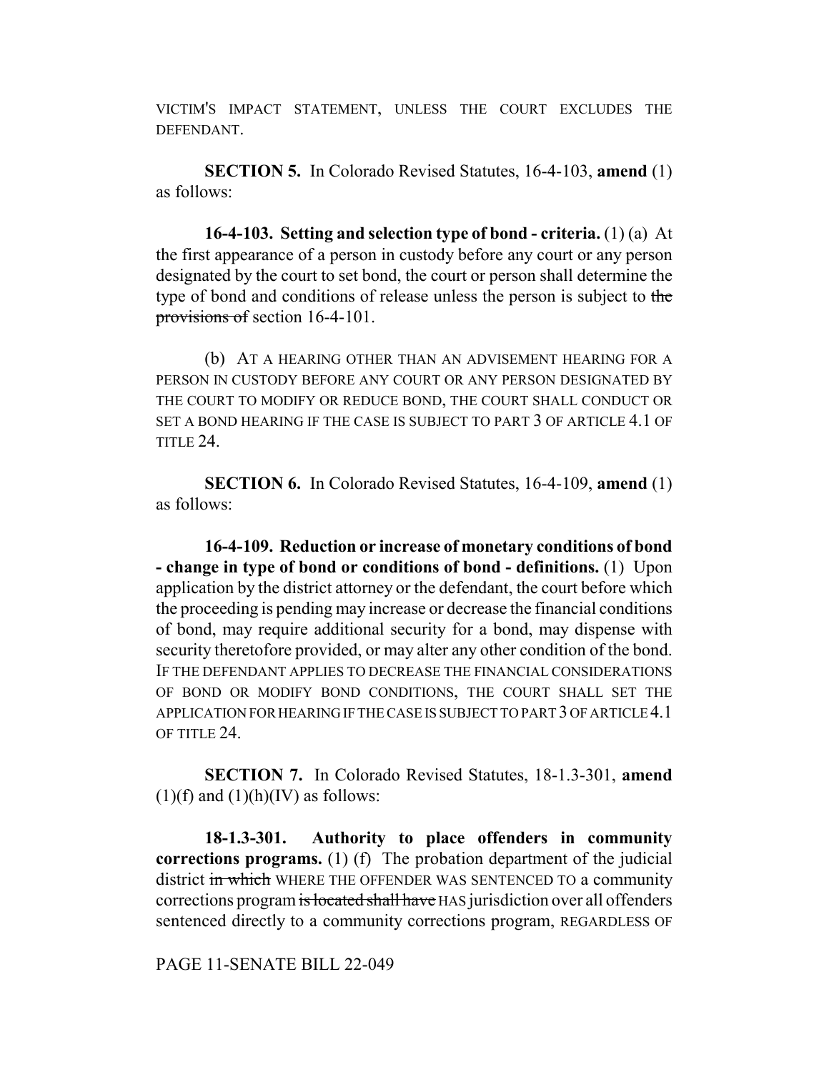VICTIM'S IMPACT STATEMENT, UNLESS THE COURT EXCLUDES THE DEFENDANT.

**SECTION 5.** In Colorado Revised Statutes, 16-4-103, **amend** (1) as follows:

**16-4-103. Setting and selection type of bond - criteria.** (1) (a) At the first appearance of a person in custody before any court or any person designated by the court to set bond, the court or person shall determine the type of bond and conditions of release unless the person is subject to ~~the provisions of~~ section 16-4-101.

(b) AT A HEARING OTHER THAN AN ADVISEMENT HEARING FOR A PERSON IN CUSTODY BEFORE ANY COURT OR ANY PERSON DESIGNATED BY THE COURT TO MODIFY OR REDUCE BOND, THE COURT SHALL CONDUCT OR SET A BOND HEARING IF THE CASE IS SUBJECT TO PART 3 OF ARTICLE 4.1 OF TITLE 24.

**SECTION 6.** In Colorado Revised Statutes, 16-4-109, **amend** (1) as follows:

**16-4-109. Reduction or increase of monetary conditions of bond - change in type of bond or conditions of bond - definitions.** (1) Upon application by the district attorney or the defendant, the court before which the proceeding is pending may increase or decrease the financial conditions of bond, may require additional security for a bond, may dispense with security theretofore provided, or may alter any other condition of the bond. IF THE DEFENDANT APPLIES TO DECREASE THE FINANCIAL CONSIDERATIONS OF BOND OR MODIFY BOND CONDITIONS, THE COURT SHALL SET THE APPLICATION FOR HEARING IF THE CASE IS SUBJECT TO PART 3 OF ARTICLE 4.1 OF TITLE 24.

**SECTION 7.** In Colorado Revised Statutes, 18-1.3-301, **amend** (1)(f) and (1)(h)(IV) as follows:

**18-1.3-301. Authority to place offenders in community corrections programs.** (1) (f) The probation department of the judicial district ~~in which~~ WHERE THE OFFENDER WAS SENTENCED TO a community corrections program ~~is located shall have~~ HAS jurisdiction over all offenders sentenced directly to a community corrections program, REGARDLESS OF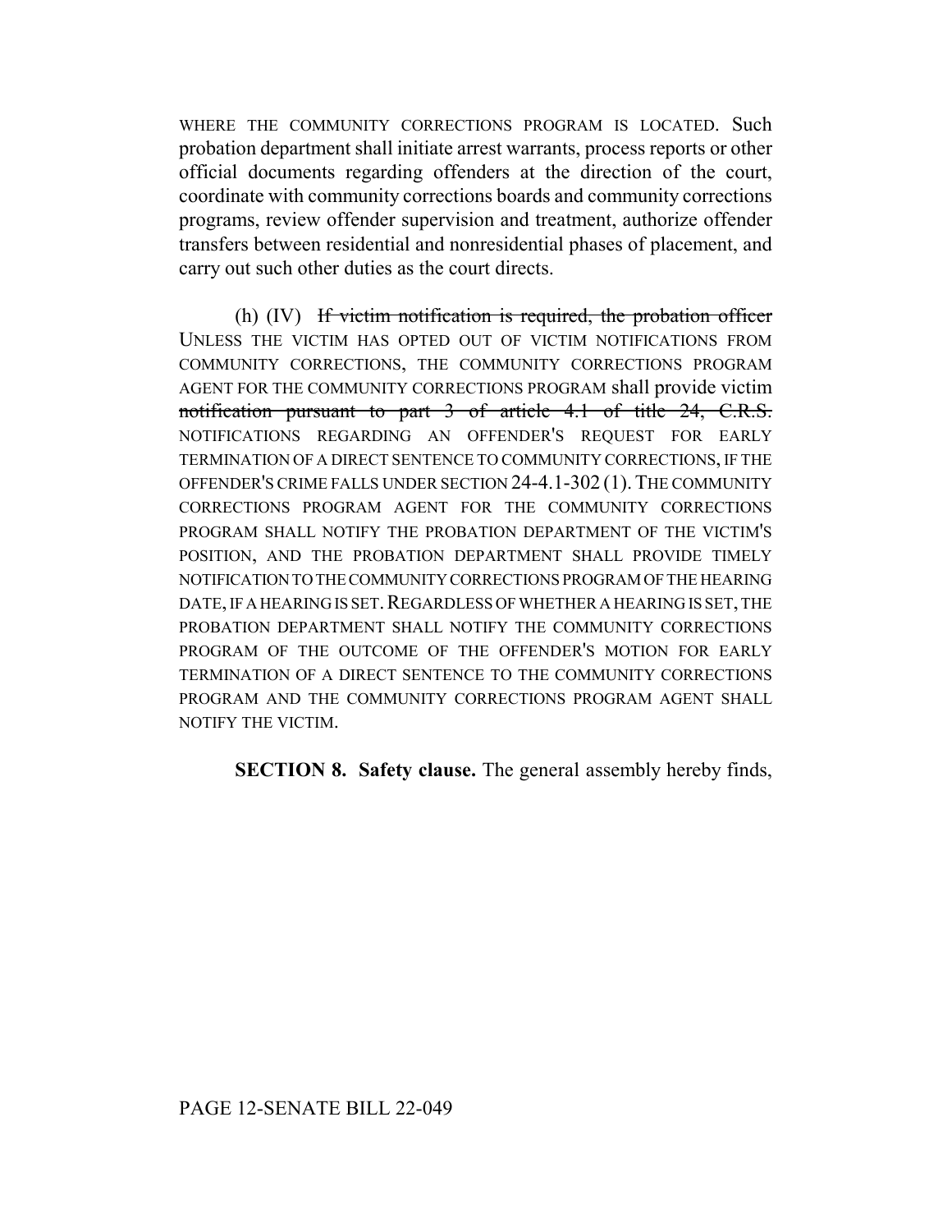WHERE THE COMMUNITY CORRECTIONS PROGRAM IS LOCATED. Such probation department shall initiate arrest warrants, process reports or other official documents regarding offenders at the direction of the court, coordinate with community corrections boards and community corrections programs, review offender supervision and treatment, authorize offender transfers between residential and nonresidential phases of placement, and carry out such other duties as the court directs.

(h) (IV) ~~If victim notification is required, the probation officer~~ UNLESS THE VICTIM HAS OPTED OUT OF VICTIM NOTIFICATIONS FROM COMMUNITY CORRECTIONS, THE COMMUNITY CORRECTIONS PROGRAM AGENT FOR THE COMMUNITY CORRECTIONS PROGRAM shall provide victim ~~notification pursuant to part 3 of article 4.1 of title 24, C.R.S.~~ NOTIFICATIONS REGARDING AN OFFENDER'S REQUEST FOR EARLY TERMINATION OF A DIRECT SENTENCE TO COMMUNITY CORRECTIONS, IF THE OFFENDER'S CRIME FALLS UNDER SECTION 24-4.1-302 (1). THE COMMUNITY CORRECTIONS PROGRAM AGENT FOR THE COMMUNITY CORRECTIONS PROGRAM SHALL NOTIFY THE PROBATION DEPARTMENT OF THE VICTIM'S POSITION, AND THE PROBATION DEPARTMENT SHALL PROVIDE TIMELY NOTIFICATION TO THE COMMUNITY CORRECTIONS PROGRAM OF THE HEARING DATE, IF A HEARING IS SET. REGARDLESS OF WHETHER A HEARING IS SET, THE PROBATION DEPARTMENT SHALL NOTIFY THE COMMUNITY CORRECTIONS PROGRAM OF THE OUTCOME OF THE OFFENDER'S MOTION FOR EARLY TERMINATION OF A DIRECT SENTENCE TO THE COMMUNITY CORRECTIONS PROGRAM AND THE COMMUNITY CORRECTIONS PROGRAM AGENT SHALL NOTIFY THE VICTIM.

**SECTION 8. Safety clause.** The general assembly hereby finds,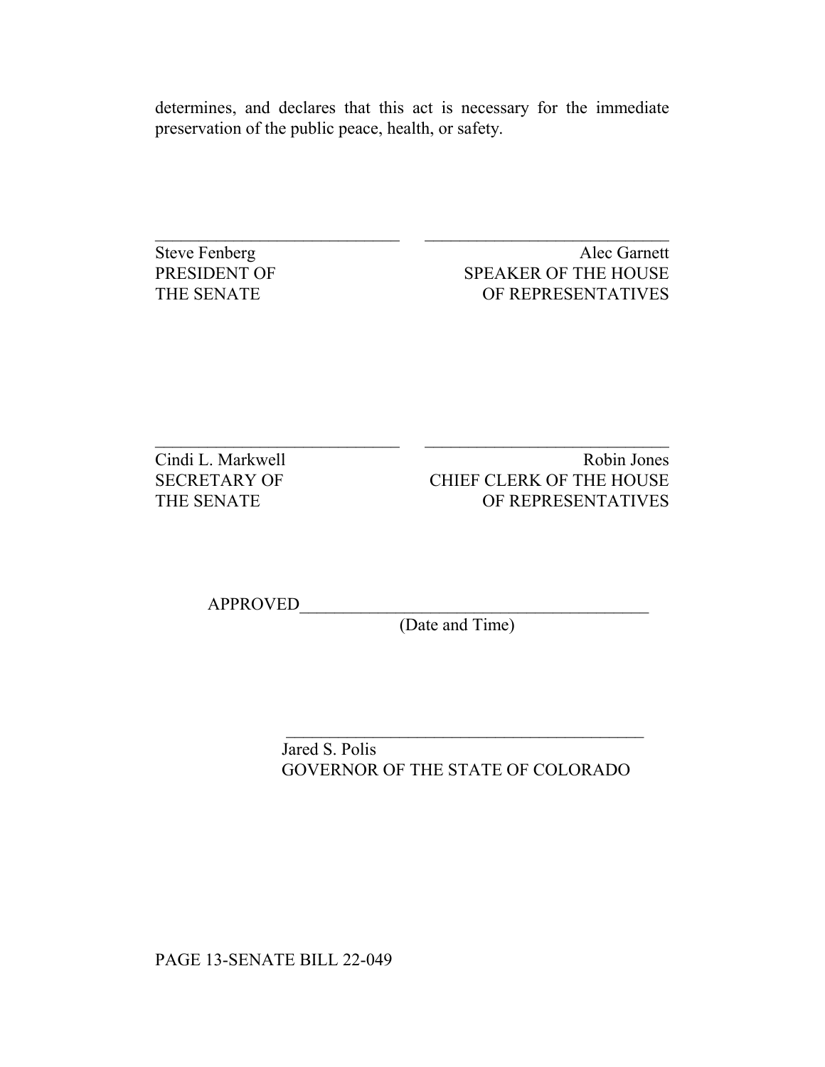determines, and declares that this act is necessary for the immediate preservation of the public peace, health, or safety.

| | |
|---|---|
| ____________________________ | ____________________________ |
| Steve Fenberg | Alec Garnett |
| PRESIDENT OF THE SENATE | SPEAKER OF THE HOUSE OF REPRESENTATIVES |

| | |
|---|---|
| ____________________________ | ____________________________ |
| Cindi L. Markwell | Robin Jones |
| SECRETARY OF THE SENATE | CHIEF CLERK OF THE HOUSE OF REPRESENTATIVES |

APPROVED________________________________________
(Date and Time)

_________________________________________
Jared S. Polis
GOVERNOR OF THE STATE OF COLORADO

PAGE 13-SENATE BILL 22-049